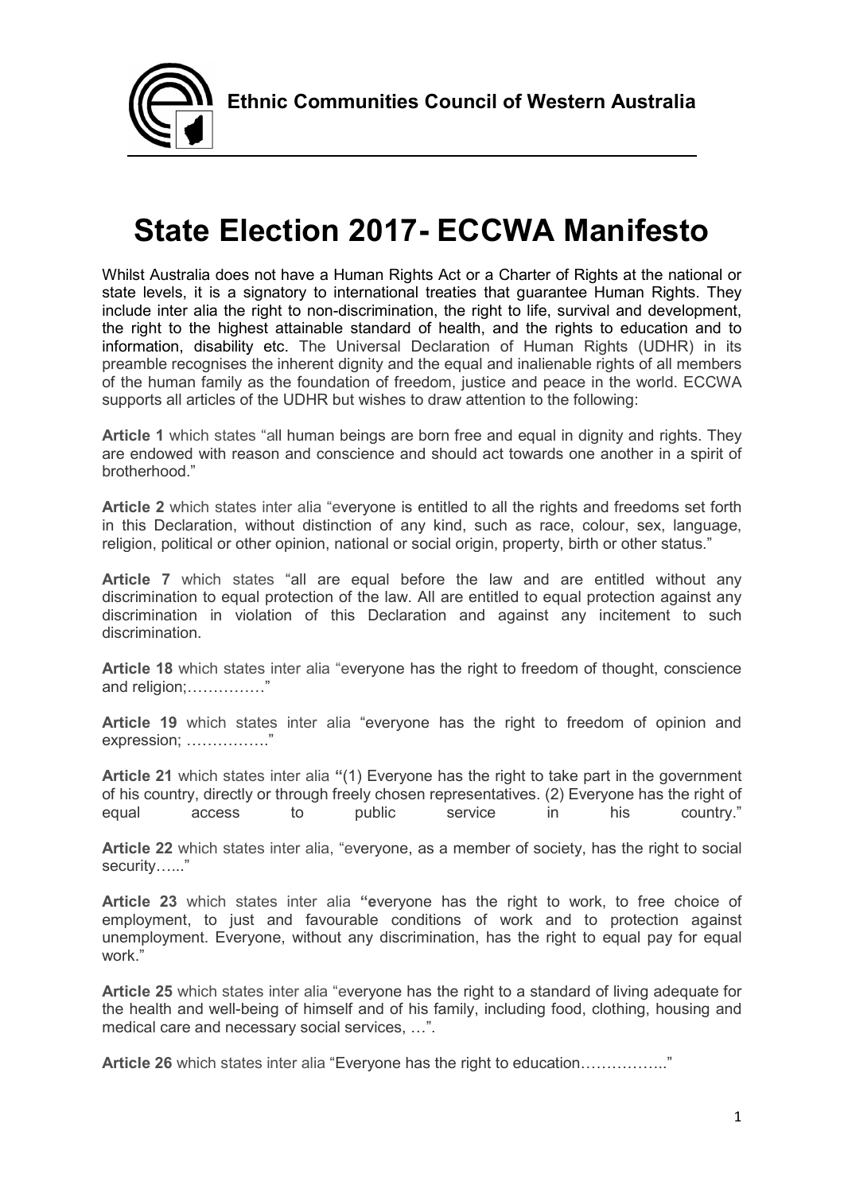**Ethnic Communities Council of Western Australia**

# State Election 2017- ECCWA Manifesto

Whilst Australia does not have a Human Rights Act or a Charter of Rights at the national or state levels, it is a signatory to international treaties that guarantee Human Rights. They include inter alia the right to non-discrimination, the right to life, survival and development, the right to the highest attainable standard of health, and the rights to education and to information, disability etc. The Universal Declaration of Human Rights (UDHR) in its preamble recognises the inherent dignity and the equal and inalienable rights of all members of the human family as the foundation of freedom, justice and peace in the world. ECCWA supports all articles of the UDHR but wishes to draw attention to the following:

**Article 1** which states "all human beings are born free and equal in dignity and rights. They are endowed with reason and conscience and should act towards one another in a spirit of brotherhood."

**Article 2** which states inter alia "everyone is entitled to all the rights and freedoms set forth in this Declaration, without distinction of any kind, such as race, colour, sex, language, religion, political or other opinion, national or social origin, property, birth or other status."

**Article 7** which states "all are equal before the law and are entitled without any discrimination to equal protection of the law. All are entitled to equal protection against any discrimination in violation of this Declaration and against any incitement to such discrimination.

**Article 18** which states inter alia "everyone has the right to freedom of thought, conscience and religion;……………"

**Article 19** which states inter alia "everyone has the right to freedom of opinion and expression; ……………."

**Article 21** which states inter alia **"**(1) Everyone has the right to take part in the government of his country, directly or through freely chosen representatives. (2) Everyone has the right of equal access to public service in his country."

**Article 22** which states inter alia, "everyone, as a member of society, has the right to social security….."

**Article 23** which states inter alia **"e**veryone has the right to work, to free choice of employment, to just and favourable conditions of work and to protection against unemployment. Everyone, without any discrimination, has the right to equal pay for equal work."

**Article 25** which states inter alia "everyone has the right to a standard of living adequate for the health and well-being of himself and of his family, including food, clothing, housing and medical care and necessary social services, …".

**Article 26** which states inter alia "Everyone has the right to education…………….."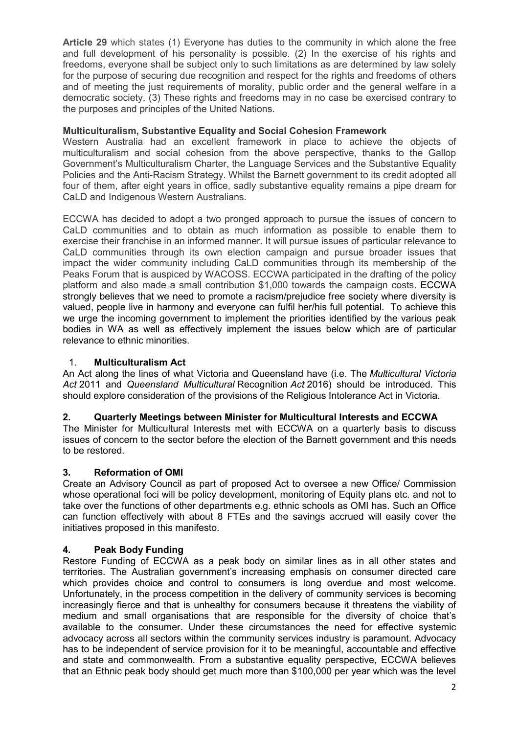**Article 29** which states (1) Everyone has duties to the community in which alone the free and full development of his personality is possible. (2) In the exercise of his rights and freedoms, everyone shall be subject only to such limitations as are determined by law solely for the purpose of securing due recognition and respect for the rights and freedoms of others and of meeting the just requirements of morality, public order and the general welfare in a democratic society. (3) These rights and freedoms may in no case be exercised contrary to the purposes and principles of the United Nations.

**Multiculturalism, Substantive Equality and Social Cohesion Framework**

Western Australia had an excellent framework in place to achieve the objects of multiculturalism and social cohesion from the above perspective, thanks to the Gallop Government's Multiculturalism Charter, the Language Services and the Substantive Equality Policies and the Anti-Racism Strategy. Whilst the Barnett government to its credit adopted all four of them, after eight years in office, sadly substantive equality remains a pipe dream for CaLD and Indigenous Western Australians.

ECCWA has decided to adopt a two pronged approach to pursue the issues of concern to CaLD communities and to obtain as much information as possible to enable them to exercise their franchise in an informed manner. It will pursue issues of particular relevance to CaLD communities through its own election campaign and pursue broader issues that impact the wider community including CaLD communities through its membership of the Peaks Forum that is auspiced by WACOSS. ECCWA participated in the drafting of the policy platform and also made a small contribution $1,000 towards the campaign costs. ECCWA strongly believes that we need to promote a racism/prejudice free society where diversity is valued, people live in harmony and everyone can fulfil her/his full potential. To achieve this we urge the incoming government to implement the priorities identified by the various peak bodies in WA as well as effectively implement the issues below which are of particular relevance to ethnic minorities.

1. **Multiculturalism Act**

An Act along the lines of what Victoria and Queensland have (i.e. The *Multicultural Victoria Act* 2011 and *Queensland Multicultural* Recognition *Act* 2016) should be introduced. This should explore consideration of the provisions of the Religious Intolerance Act in Victoria.

**2. Quarterly Meetings between Minister for Multicultural Interests and ECCWA**

The Minister for Multicultural Interests met with ECCWA on a quarterly basis to discuss issues of concern to the sector before the election of the Barnett government and this needs to be restored.

**3. Reformation of OMI**

Create an Advisory Council as part of proposed Act to oversee a new Office/ Commission whose operational foci will be policy development, monitoring of Equity plans etc. and not to take over the functions of other departments e.g. ethnic schools as OMI has. Such an Office can function effectively with about 8 FTEs and the savings accrued will easily cover the initiatives proposed in this manifesto.

**4. Peak Body Funding**

Restore Funding of ECCWA as a peak body on similar lines as in all other states and territories. The Australian government's increasing emphasis on consumer directed care which provides choice and control to consumers is long overdue and most welcome. Unfortunately, in the process competition in the delivery of community services is becoming increasingly fierce and that is unhealthy for consumers because it threatens the viability of medium and small organisations that are responsible for the diversity of choice that's available to the consumer. Under these circumstances the need for effective systemic advocacy across all sectors within the community services industry is paramount. Advocacy has to be independent of service provision for it to be meaningful, accountable and effective and state and commonwealth. From a substantive equality perspective, ECCWA believes that an Ethnic peak body should get much more than $100,000 per year which was the level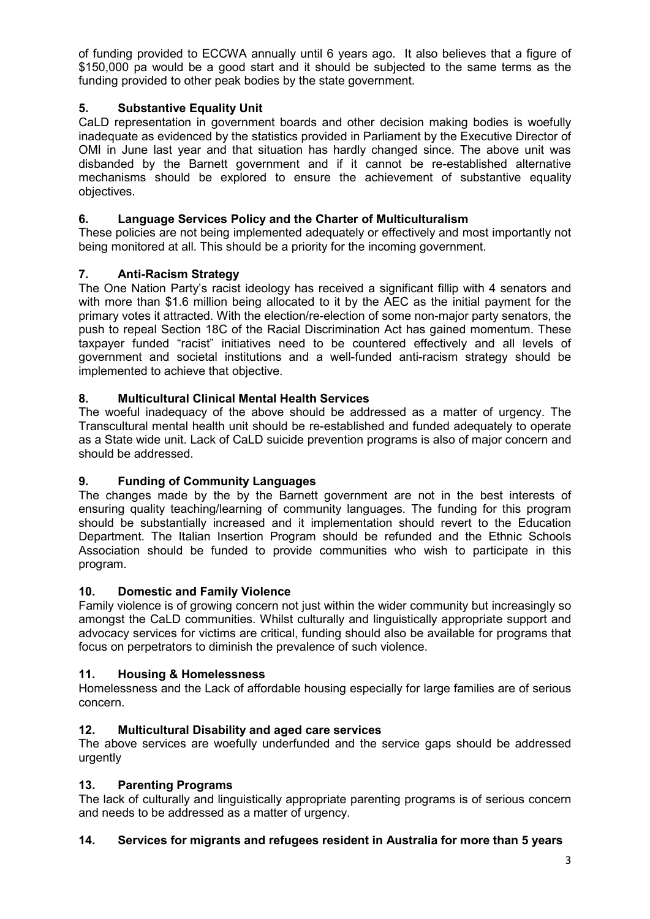of funding provided to ECCWA annually until 6 years ago. It also believes that a figure of $150,000 pa would be a good start and it should be subjected to the same terms as the funding provided to other peak bodies by the state government.

### 5. Substantive Equality Unit

CaLD representation in government boards and other decision making bodies is woefully inadequate as evidenced by the statistics provided in Parliament by the Executive Director of OMI in June last year and that situation has hardly changed since. The above unit was disbanded by the Barnett government and if it cannot be re-established alternative mechanisms should be explored to ensure the achievement of substantive equality objectives.

### 6. Language Services Policy and the Charter of Multiculturalism

These policies are not being implemented adequately or effectively and most importantly not being monitored at all. This should be a priority for the incoming government.

### 7. Anti-Racism Strategy

The One Nation Party's racist ideology has received a significant fillip with 4 senators and with more than $1.6 million being allocated to it by the AEC as the initial payment for the primary votes it attracted. With the election/re-election of some non-major party senators, the push to repeal Section 18C of the Racial Discrimination Act has gained momentum. These taxpayer funded "racist" initiatives need to be countered effectively and all levels of government and societal institutions and a well-funded anti-racism strategy should be implemented to achieve that objective.

### 8. Multicultural Clinical Mental Health Services

The woeful inadequacy of the above should be addressed as a matter of urgency. The Transcultural mental health unit should be re-established and funded adequately to operate as a State wide unit. Lack of CaLD suicide prevention programs is also of major concern and should be addressed.

### 9. Funding of Community Languages

The changes made by the by the Barnett government are not in the best interests of ensuring quality teaching/learning of community languages. The funding for this program should be substantially increased and it implementation should revert to the Education Department. The Italian Insertion Program should be refunded and the Ethnic Schools Association should be funded to provide communities who wish to participate in this program.

### 10. Domestic and Family Violence

Family violence is of growing concern not just within the wider community but increasingly so amongst the CaLD communities. Whilst culturally and linguistically appropriate support and advocacy services for victims are critical, funding should also be available for programs that focus on perpetrators to diminish the prevalence of such violence.

### 11. Housing & Homelessness

Homelessness and the Lack of affordable housing especially for large families are of serious concern.

### 12. Multicultural Disability and aged care services

The above services are woefully underfunded and the service gaps should be addressed urgently

### 13. Parenting Programs

The lack of culturally and linguistically appropriate parenting programs is of serious concern and needs to be addressed as a matter of urgency.

### 14. Services for migrants and refugees resident in Australia for more than 5 years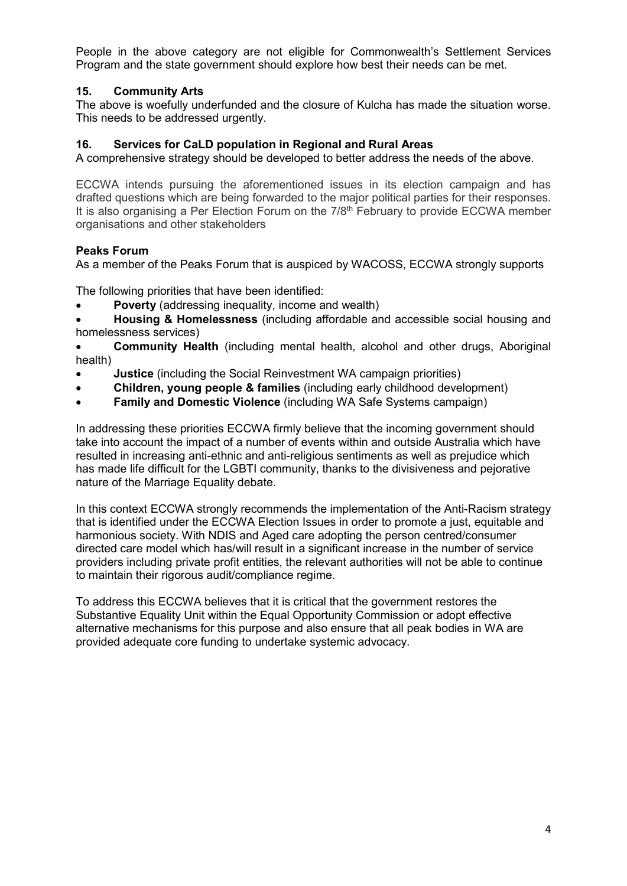People in the above category are not eligible for Commonwealth's Settlement Services Program and the state government should explore how best their needs can be met.

### 15. Community Arts

The above is woefully underfunded and the closure of Kulcha has made the situation worse. This needs to be addressed urgently.

### 16. Services for CaLD population in Regional and Rural Areas

A comprehensive strategy should be developed to better address the needs of the above.

ECCWA intends pursuing the aforementioned issues in its election campaign and has drafted questions which are being forwarded to the major political parties for their responses. It is also organising a Per Election Forum on the 7/8th February to provide ECCWA member organisations and other stakeholders

### Peaks Forum

As a member of the Peaks Forum that is auspiced by WACOSS, ECCWA strongly supports

The following priorities that have been identified:

- **Poverty** (addressing inequality, income and wealth)
- **Housing & Homelessness** (including affordable and accessible social housing and homelessness services)
- **Community Health** (including mental health, alcohol and other drugs, Aboriginal health)
- **Justice** (including the Social Reinvestment WA campaign priorities)
- **Children, young people & families** (including early childhood development)
- **Family and Domestic Violence** (including WA Safe Systems campaign)

In addressing these priorities ECCWA firmly believe that the incoming government should take into account the impact of a number of events within and outside Australia which have resulted in increasing anti-ethnic and anti-religious sentiments as well as prejudice which has made life difficult for the LGBTI community, thanks to the divisiveness and pejorative nature of the Marriage Equality debate.

In this context ECCWA strongly recommends the implementation of the Anti-Racism strategy that is identified under the ECCWA Election Issues in order to promote a just, equitable and harmonious society. With NDIS and Aged care adopting the person centred/consumer directed care model which has/will result in a significant increase in the number of service providers including private profit entities, the relevant authorities will not be able to continue to maintain their rigorous audit/compliance regime.

To address this ECCWA believes that it is critical that the government restores the Substantive Equality Unit within the Equal Opportunity Commission or adopt effective alternative mechanisms for this purpose and also ensure that all peak bodies in WA are provided adequate core funding to undertake systemic advocacy.